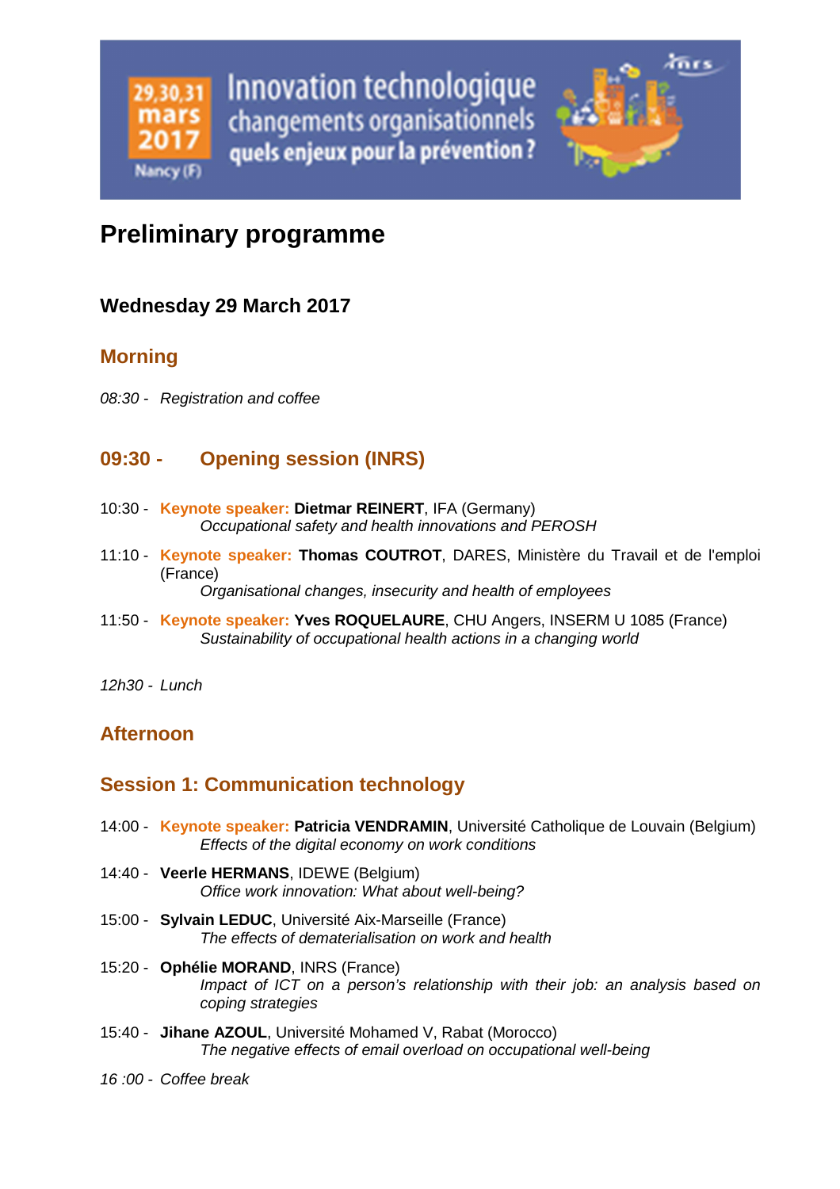29,30,31 mars 2017 Nancy (F)

Innovation technologique
changements organisationnels
quels enjeux pour la prévention ?

# Preliminary programme

## Wednesday 29 March 2017

### Morning

*08:30 - Registration and coffee*

### 09:30 - Opening session (INRS)

10:30 - **Keynote speaker: Dietmar REINERT**, IFA (Germany)
*Occupational safety and health innovations and PEROSH*

11:10 - **Keynote speaker: Thomas COUTROT**, DARES, Ministère du Travail et de l'emploi (France)
*Organisational changes, insecurity and health of employees*

11:50 - **Keynote speaker: Yves ROQUELAURE**, CHU Angers, INSERM U 1085 (France)
*Sustainability of occupational health actions in a changing world*

*12h30 - Lunch*

### Afternoon

### Session 1: Communication technology

14:00 - **Keynote speaker: Patricia VENDRAMIN**, Université Catholique de Louvain (Belgium)
*Effects of the digital economy on work conditions*

14:40 - **Veerle HERMANS**, IDEWE (Belgium)
*Office work innovation: What about well-being?*

15:00 - **Sylvain LEDUC**, Université Aix-Marseille (France)
*The effects of dematerialisation on work and health*

15:20 - **Ophélie MORAND**, INRS (France)
*Impact of ICT on a person's relationship with their job: an analysis based on coping strategies*

15:40 - **Jihane AZOUL**, Université Mohamed V, Rabat (Morocco)
*The negative effects of email overload on occupational well-being*

*16 :00 - Coffee break*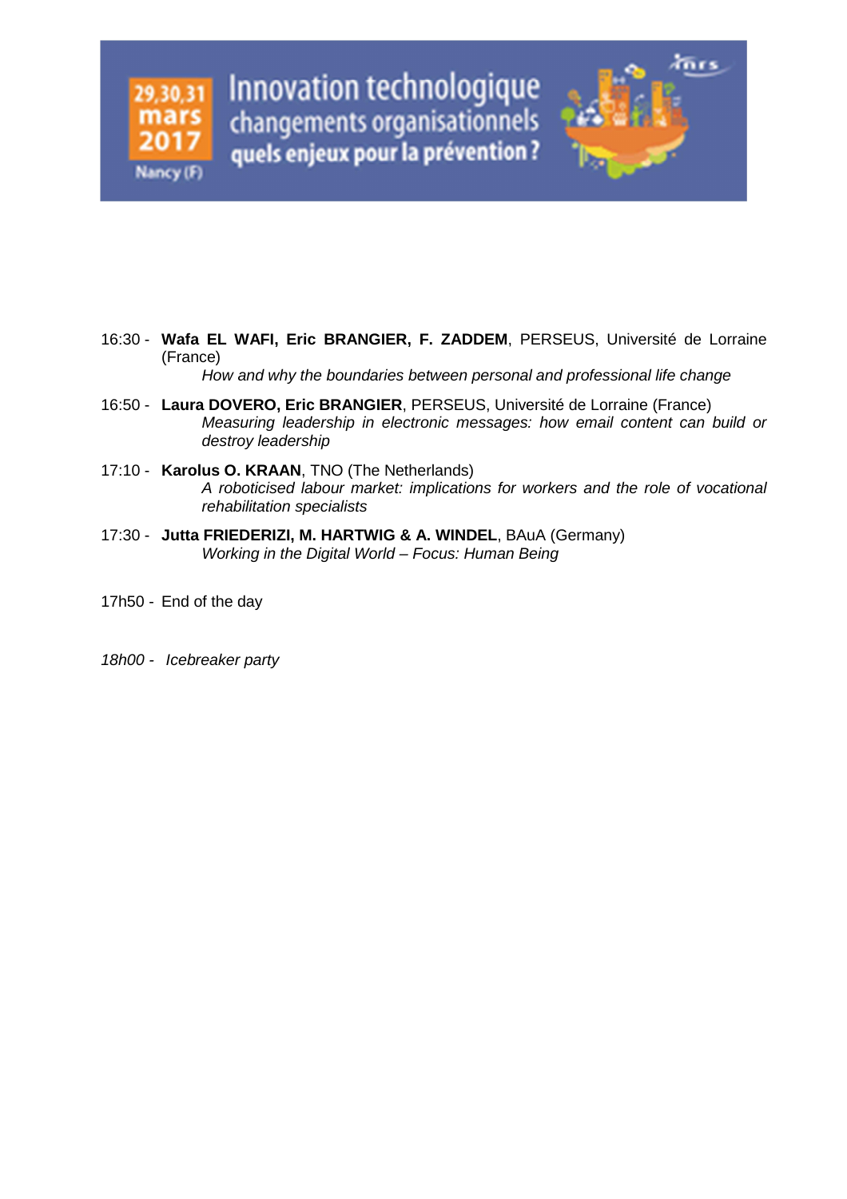16:30 - **Wafa EL WAFI, Eric BRANGIER, F. ZADDEM**, PERSEUS, Université de Lorraine (France)
*How and why the boundaries between personal and professional life change*

16:50 - **Laura DOVERO, Eric BRANGIER**, PERSEUS, Université de Lorraine (France)
*Measuring leadership in electronic messages: how email content can build or destroy leadership*

17:10 - **Karolus O. KRAAN**, TNO (The Netherlands)
*A roboticised labour market: implications for workers and the role of vocational rehabilitation specialists*

17:30 - **Jutta FRIEDERIZI, M. HARTWIG & A. WINDEL**, BAuA (Germany)
*Working in the Digital World – Focus: Human Being*

17h50 - End of the day

*18h00 - Icebreaker party*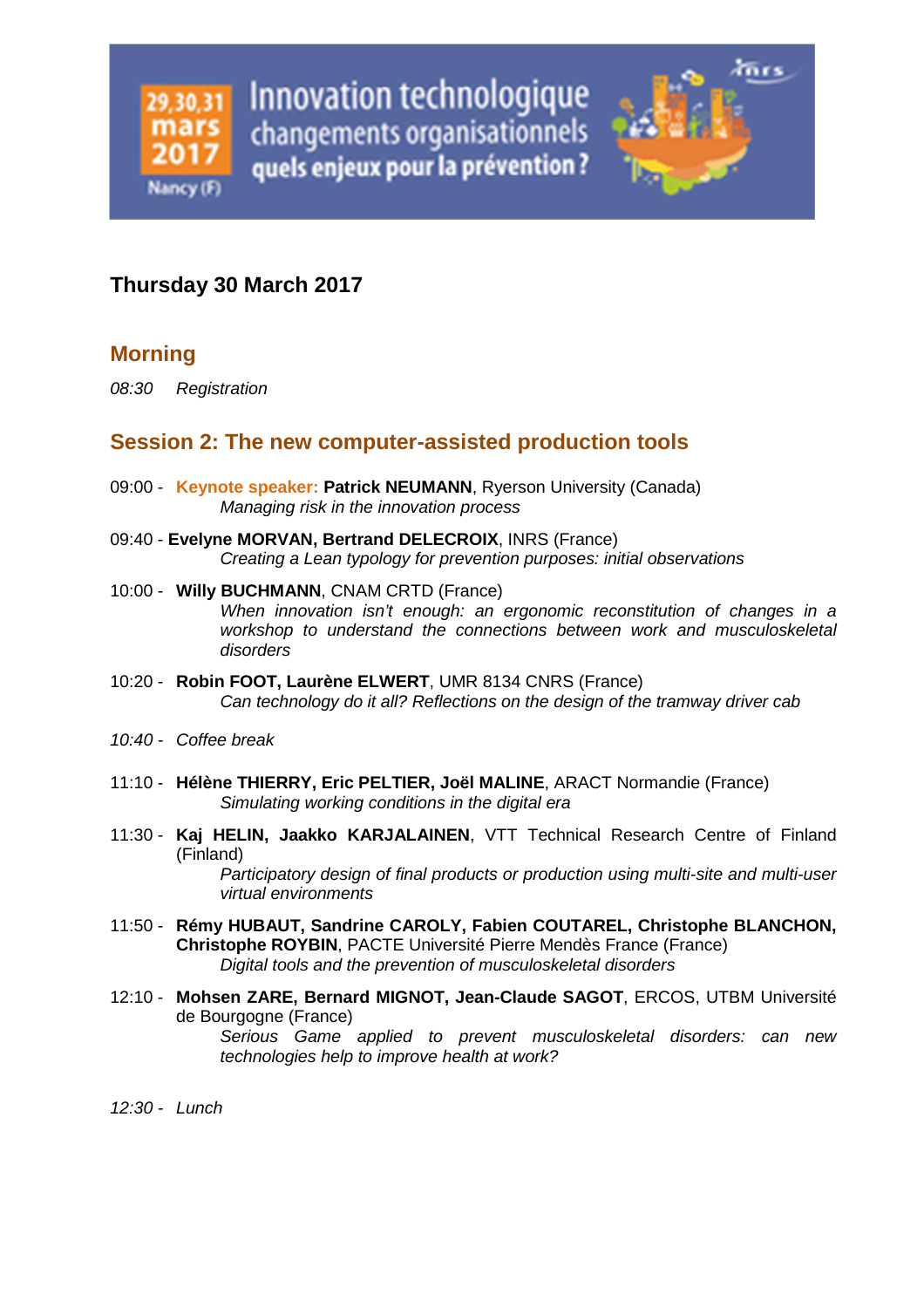## Thursday 30 March 2017

### Morning

*08:30 Registration*

### Session 2: The new computer-assisted production tools

09:00 - **Keynote speaker: Patrick NEUMANN**, Ryerson University (Canada)
*Managing risk in the innovation process*

09:40 - **Evelyne MORVAN, Bertrand DELECROIX**, INRS (France)
*Creating a Lean typology for prevention purposes: initial observations*

10:00 - **Willy BUCHMANN**, CNAM CRTD (France)
*When innovation isn't enough: an ergonomic reconstitution of changes in a workshop to understand the connections between work and musculoskeletal disorders*

10:20 - **Robin FOOT, Laurène ELWERT**, UMR 8134 CNRS (France)
*Can technology do it all? Reflections on the design of the tramway driver cab*

*10:40 - Coffee break*

11:10 - **Hélène THIERRY, Eric PELTIER, Joël MALINE**, ARACT Normandie (France)
*Simulating working conditions in the digital era*

11:30 - **Kaj HELIN, Jaakko KARJALAINEN**, VTT Technical Research Centre of Finland (Finland)
*Participatory design of final products or production using multi-site and multi-user virtual environments*

11:50 - **Rémy HUBAUT, Sandrine CAROLY, Fabien COUTAREL, Christophe BLANCHON, Christophe ROYBIN**, PACTE Université Pierre Mendès France (France)
*Digital tools and the prevention of musculoskeletal disorders*

12:10 - **Mohsen ZARE, Bernard MIGNOT, Jean-Claude SAGOT**, ERCOS, UTBM Université de Bourgogne (France)
*Serious Game applied to prevent musculoskeletal disorders: can new technologies help to improve health at work?*

*12:30 - Lunch*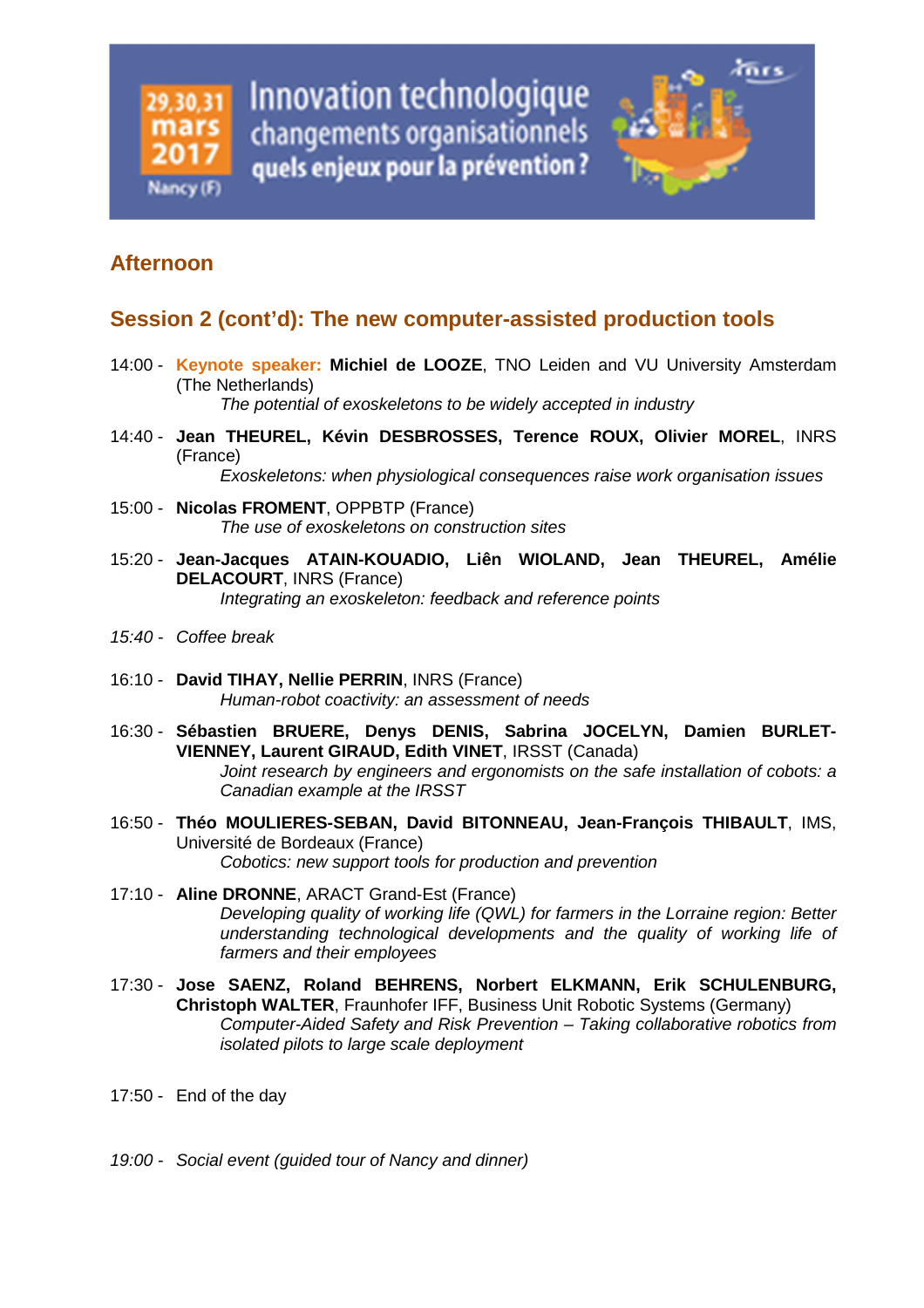## Afternoon

## Session 2 (cont'd): The new computer-assisted production tools

14:00 - **Keynote speaker: Michiel de LOOZE**, TNO Leiden and VU University Amsterdam (The Netherlands)
*The potential of exoskeletons to be widely accepted in industry*

14:40 - **Jean THEUREL, Kévin DESBROSSES, Terence ROUX, Olivier MOREL**, INRS (France)
*Exoskeletons: when physiological consequences raise work organisation issues*

15:00 - **Nicolas FROMENT**, OPPBTP (France)
*The use of exoskeletons on construction sites*

15:20 - **Jean-Jacques ATAIN-KOUADIO, Liên WIOLAND, Jean THEUREL, Amélie DELACOURT**, INRS (France)
*Integrating an exoskeleton: feedback and reference points*

*15:40 - Coffee break*

16:10 - **David TIHAY, Nellie PERRIN**, INRS (France)
*Human-robot coactivity: an assessment of needs*

16:30 - **Sébastien BRUERE, Denys DENIS, Sabrina JOCELYN, Damien BURLET-VIENNEY, Laurent GIRAUD, Edith VINET**, IRSST (Canada)
*Joint research by engineers and ergonomists on the safe installation of cobots: a Canadian example at the IRSST*

16:50 - **Théo MOULIERES-SEBAN, David BITONNEAU, Jean-François THIBAULT**, IMS, Université de Bordeaux (France)
*Cobotics: new support tools for production and prevention*

17:10 - **Aline DRONNE**, ARACT Grand-Est (France)
*Developing quality of working life (QWL) for farmers in the Lorraine region: Better understanding technological developments and the quality of working life of farmers and their employees*

17:30 - **Jose SAENZ, Roland BEHRENS, Norbert ELKMANN, Erik SCHULENBURG, Christoph WALTER**, Fraunhofer IFF, Business Unit Robotic Systems (Germany)
*Computer-Aided Safety and Risk Prevention – Taking collaborative robotics from isolated pilots to large scale deployment*

17:50 - End of the day

*19:00 - Social event (guided tour of Nancy and dinner)*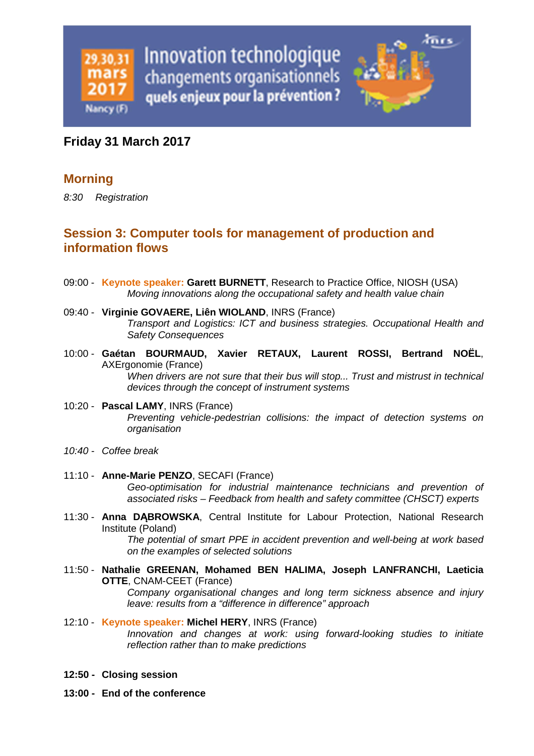## Friday 31 March 2017

### Morning

*8:30 Registration*

### Session 3: Computer tools for management of production and information flows

09:00 - **Keynote speaker: Garett BURNETT**, Research to Practice Office, NIOSH (USA)
*Moving innovations along the occupational safety and health value chain*

09:40 - **Virginie GOVAERE, Liên WIOLAND**, INRS (France)
*Transport and Logistics: ICT and business strategies. Occupational Health and Safety Consequences*

10:00 - **Gaétan BOURMAUD, Xavier RETAUX, Laurent ROSSI, Bertrand NOËL**, AXErgonomie (France)
*When drivers are not sure that their bus will stop... Trust and mistrust in technical devices through the concept of instrument systems*

10:20 - **Pascal LAMY**, INRS (France)
*Preventing vehicle-pedestrian collisions: the impact of detection systems on organisation*

*10:40 - Coffee break*

11:10 - **Anne-Marie PENZO**, SECAFI (France)
*Geo-optimisation for industrial maintenance technicians and prevention of associated risks – Feedback from health and safety committee (CHSCT) experts*

11:30 - **Anna DĄBROWSKA**, Central Institute for Labour Protection, National Research Institute (Poland)
*The potential of smart PPE in accident prevention and well-being at work based on the examples of selected solutions*

11:50 - **Nathalie GREENAN, Mohamed BEN HALIMA, Joseph LANFRANCHI, Laeticia OTTE**, CNAM-CEET (France)
*Company organisational changes and long term sickness absence and injury leave: results from a "difference in difference" approach*

12:10 - **Keynote speaker: Michel HERY**, INRS (France)
*Innovation and changes at work: using forward-looking studies to initiate reflection rather than to make predictions*

**12:50 - Closing session**

**13:00 - End of the conference**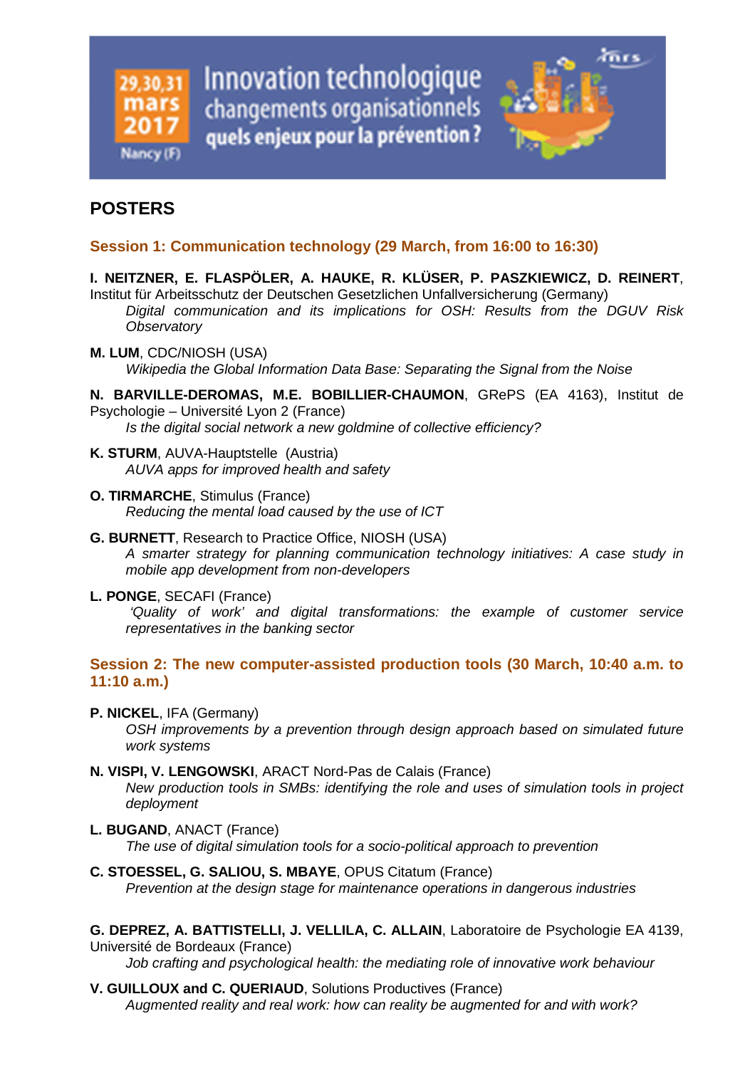29,30,31 mars 2017 Nancy (F)

Innovation technologique changements organisationnels quels enjeux pour la prévention ?

## POSTERS

### Session 1: Communication technology (29 March, from 16:00 to 16:30)

**I. NEITZNER, E. FLASPÖLER, A. HAUKE, R. KLÜSER, P. PASZKIEWICZ, D. REINERT**, Institut für Arbeitsschutz der Deutschen Gesetzlichen Unfallversicherung (Germany)
*Digital communication and its implications for OSH: Results from the DGUV Risk Observatory*

**M. LUM**, CDC/NIOSH (USA)
*Wikipedia the Global Information Data Base: Separating the Signal from the Noise*

**N. BARVILLE-DEROMAS, M.E. BOBILLIER-CHAUMON**, GRePS (EA 4163), Institut de Psychologie – Université Lyon 2 (France)
*Is the digital social network a new goldmine of collective efficiency?*

**K. STURM**, AUVA-Hauptstelle (Austria)
*AUVA apps for improved health and safety*

**O. TIRMARCHE**, Stimulus (France)
*Reducing the mental load caused by the use of ICT*

**G. BURNETT**, Research to Practice Office, NIOSH (USA)
*A smarter strategy for planning communication technology initiatives: A case study in mobile app development from non-developers*

**L. PONGE**, SECAFI (France)
*'Quality of work' and digital transformations: the example of customer service representatives in the banking sector*

### Session 2: The new computer-assisted production tools (30 March, 10:40 a.m. to 11:10 a.m.)

**P. NICKEL**, IFA (Germany)
*OSH improvements by a prevention through design approach based on simulated future work systems*

**N. VISPI, V. LENGOWSKI**, ARACT Nord-Pas de Calais (France)
*New production tools in SMBs: identifying the role and uses of simulation tools in project deployment*

**L. BUGAND**, ANACT (France)
*The use of digital simulation tools for a socio-political approach to prevention*

**C. STOESSEL, G. SALIOU, S. MBAYE**, OPUS Citatum (France)
*Prevention at the design stage for maintenance operations in dangerous industries*

**G. DEPREZ, A. BATTISTELLI, J. VELLILA, C. ALLAIN**, Laboratoire de Psychologie EA 4139, Université de Bordeaux (France)
*Job crafting and psychological health: the mediating role of innovative work behaviour*

**V. GUILLOUX and C. QUERIAUD**, Solutions Productives (France)
*Augmented reality and real work: how can reality be augmented for and with work?*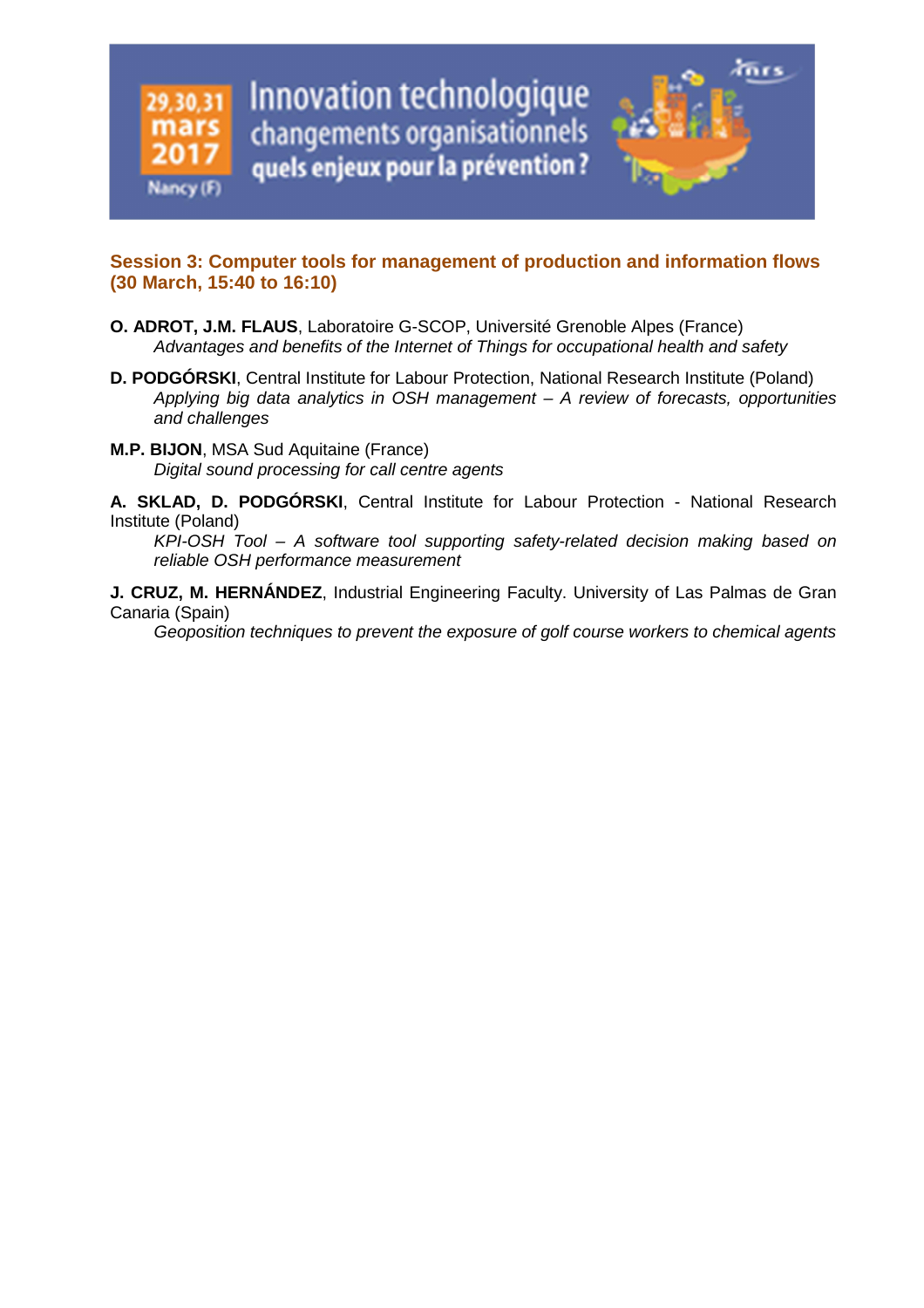## Session 3: Computer tools for management of production and information flows (30 March, 15:40 to 16:10)

**O. ADROT, J.M. FLAUS**, Laboratoire G-SCOP, Université Grenoble Alpes (France)
*Advantages and benefits of the Internet of Things for occupational health and safety*

**D. PODGÓRSKI**, Central Institute for Labour Protection, National Research Institute (Poland)
*Applying big data analytics in OSH management – A review of forecasts, opportunities and challenges*

**M.P. BIJON**, MSA Sud Aquitaine (France)
*Digital sound processing for call centre agents*

**A. SKLAD, D. PODGÓRSKI**, Central Institute for Labour Protection - National Research Institute (Poland)
*KPI-OSH Tool – A software tool supporting safety-related decision making based on reliable OSH performance measurement*

**J. CRUZ, M. HERNÁNDEZ**, Industrial Engineering Faculty. University of Las Palmas de Gran Canaria (Spain)
*Geoposition techniques to prevent the exposure of golf course workers to chemical agents*